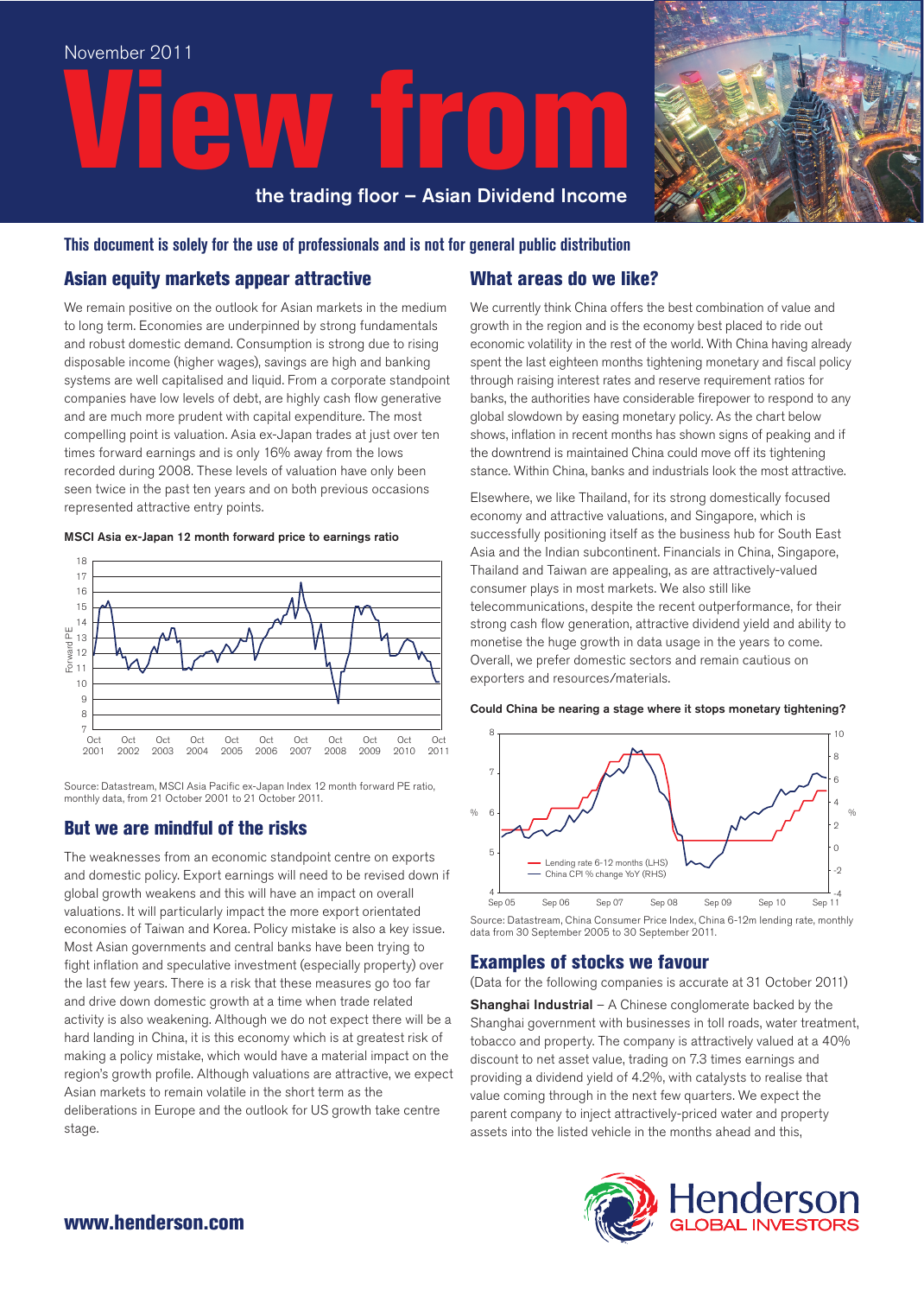November 2011

# View from the trading floor – Asian Dividend Income

**This document is solely for the use of professionals and is not for general public distribution**

## Asian equity markets appear attractive

We remain positive on the outlook for Asian markets in the medium to long term. Economies are underpinned by strong fundamentals and robust domestic demand. Consumption is strong due to rising disposable income (higher wages), savings are high and banking systems are well capitalised and liquid. From a corporate standpoint companies have low levels of debt, are highly cash flow generative and are much more prudent with capital expenditure. The most compelling point is valuation. Asia ex-Japan trades at just over ten times forward earnings and is only 16% away from the lows recorded during 2008. These levels of valuation have only been seen twice in the past ten years and on both previous occasions represented attractive entry points.

**MSCI Asia ex-Japan 12 month forward price to earnings ratio**

Source: Datastream, MSCI Asia Pacific ex-Japan Index 12 month forward PE ratio, monthly data, from 21 October 2001 to 21 October 2011.

## But we are mindful of the risks

The weaknesses from an economic standpoint centre on exports and domestic policy. Export earnings will need to be revised down if global growth weakens and this will have an impact on overall valuations. It will particularly impact the more export orientated economies of Taiwan and Korea. Policy mistake is also a key issue. Most Asian governments and central banks have been trying to fight inflation and speculative investment (especially property) over the last few years. There is a risk that these measures go too far and drive down domestic growth at a time when trade related activity is also weakening. Although we do not expect there will be a hard landing in China, it is this economy which is at greatest risk of making a policy mistake, which would have a material impact on the region's growth profile. Although valuations are attractive, we expect Asian markets to remain volatile in the short term as the deliberations in Europe and the outlook for US growth take centre stage.

## What areas do we like?

We currently think China offers the best combination of value and growth in the region and is the economy best placed to ride out economic volatility in the rest of the world. With China having already spent the last eighteen months tightening monetary and fiscal policy through raising interest rates and reserve requirement ratios for banks, the authorities have considerable firepower to respond to any global slowdown by easing monetary policy. As the chart below shows, inflation in recent months has shown signs of peaking and if the downtrend is maintained China could move off its tightening stance. Within China, banks and industrials look the most attractive.

Elsewhere, we like Thailand, for its strong domestically focused economy and attractive valuations, and Singapore, which is successfully positioning itself as the business hub for South East Asia and the Indian subcontinent. Financials in China, Singapore, Thailand and Taiwan are appealing, as are attractively-valued consumer plays in most markets. We also still like telecommunications, despite the recent outperformance, for their strong cash flow generation, attractive dividend yield and ability to monetise the huge growth in data usage in the years to come. Overall, we prefer domestic sectors and remain cautious on exporters and resources/materials.

**Could China be nearing a stage where it stops monetary tightening?**

Source: Datastream, China Consumer Price Index, China 6-12m lending rate, monthly data from 30 September 2005 to 30 September 2011.

## Examples of stocks we favour

(Data for the following companies is accurate at 31 October 2011)

**Shanghai Industrial** – A Chinese conglomerate backed by the Shanghai government with businesses in toll roads, water treatment, tobacco and property. The company is attractively valued at a 40% discount to net asset value, trading on 7.3 times earnings and providing a dividend yield of 4.2%, with catalysts to realise that value coming through in the next few quarters. We expect the parent company to inject attractively-priced water and property assets into the listed vehicle in the months ahead and this,

www.henderson.com

Henderson GLOBAL INVESTORS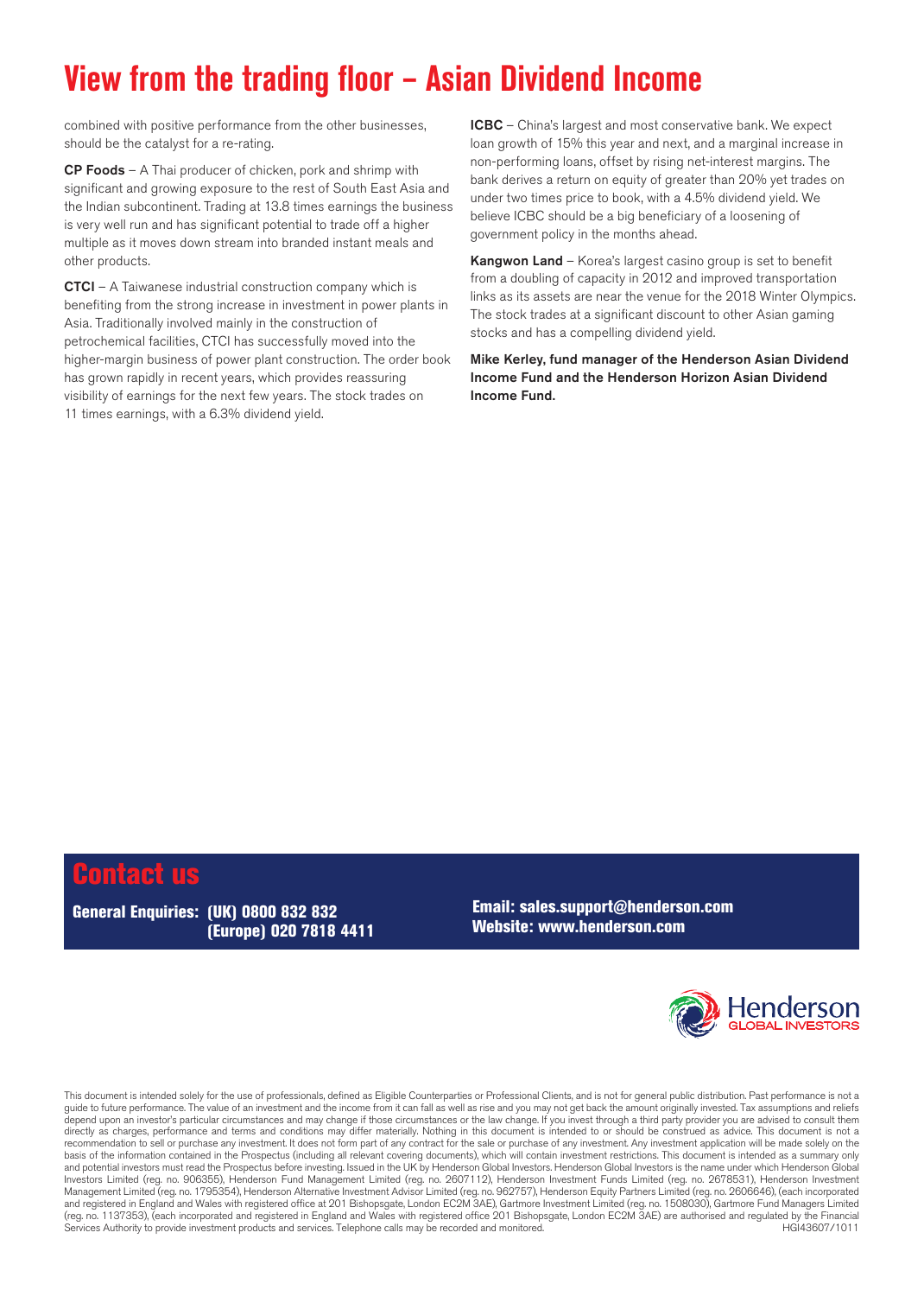# View from the trading floor – Asian Dividend Income

combined with positive performance from the other businesses, should be the catalyst for a re-rating.

**CP Foods** – A Thai producer of chicken, pork and shrimp with significant and growing exposure to the rest of South East Asia and the Indian subcontinent. Trading at 13.8 times earnings the business is very well run and has significant potential to trade off a higher multiple as it moves down stream into branded instant meals and other products.

**CTCI** – A Taiwanese industrial construction company which is benefiting from the strong increase in investment in power plants in Asia. Traditionally involved mainly in the construction of petrochemical facilities, CTCI has successfully moved into the higher-margin business of power plant construction. The order book has grown rapidly in recent years, which provides reassuring visibility of earnings for the next few years. The stock trades on 11 times earnings, with a 6.3% dividend yield.

**ICBC** – China's largest and most conservative bank. We expect loan growth of 15% this year and next, and a marginal increase in non-performing loans, offset by rising net-interest margins. The bank derives a return on equity of greater than 20% yet trades on under two times price to book, with a 4.5% dividend yield. We believe ICBC should be a big beneficiary of a loosening of government policy in the months ahead.

**Kangwon Land** – Korea's largest casino group is set to benefit from a doubling of capacity in 2012 and improved transportation links as its assets are near the venue for the 2018 Winter Olympics. The stock trades at a significant discount to other Asian gaming stocks and has a compelling dividend yield.

**Mike Kerley, fund manager of the Henderson Asian Dividend Income Fund and the Henderson Horizon Asian Dividend Income Fund.**

## Contact us

**General Enquiries: (UK) 0800 832 832**
**(Europe) 020 7818 4411**

**Email: sales.support@henderson.com**
**Website: www.henderson.com**

Henderson GLOBAL INVESTORS

This document is intended solely for the use of professionals, defined as Eligible Counterparties or Professional Clients, and is not for general public distribution. Past performance is not a guide to future performance. The value of an investment and the income from it can fall as well as rise and you may not get back the amount originally invested. Tax assumptions and reliefs depend upon an investor's particular circumstances and may change if those circumstances or the law change. If you invest through a third party provider you are advised to consult them directly as charges, performance and terms and conditions may differ materially. Nothing in this document is intended to or should be construed as advice. This document is not a recommendation to sell or purchase any investment. It does not form part of any contract for the sale or purchase of any investment. Any investment application will be made solely on the basis of the information contained in the Prospectus (including all relevant covering documents), which will contain investment restrictions. This document is intended as a summary only and potential investors must read the Prospectus before investing. Issued in the UK by Henderson Global Investors. Henderson Global Investors is the name under which Henderson Global Investors Limited (reg. no. 906355), Henderson Fund Management Limited (reg. no. 2607112), Henderson Investment Funds Limited (reg. no. 2678531), Henderson Investment Management Limited (reg. no. 1795354), Henderson Alternative Investment Advisor Limited (reg. no. 962757), Henderson Equity Partners Limited (reg. no. 2606646), (each incorporated and registered in England and Wales with registered office at 201 Bishopsgate, London EC2M 3AE), Gartmore Investment Limited (reg. no. 1508030), Gartmore Fund Managers Limited (reg. no. 1137353), (each incorporated and registered in England and Wales with registered office 201 Bishopsgate, London EC2M 3AE) are authorised and regulated by the Financial Services Authority to provide investment products and services. Telephone calls may be recorded and monitored. HGI43607/1011